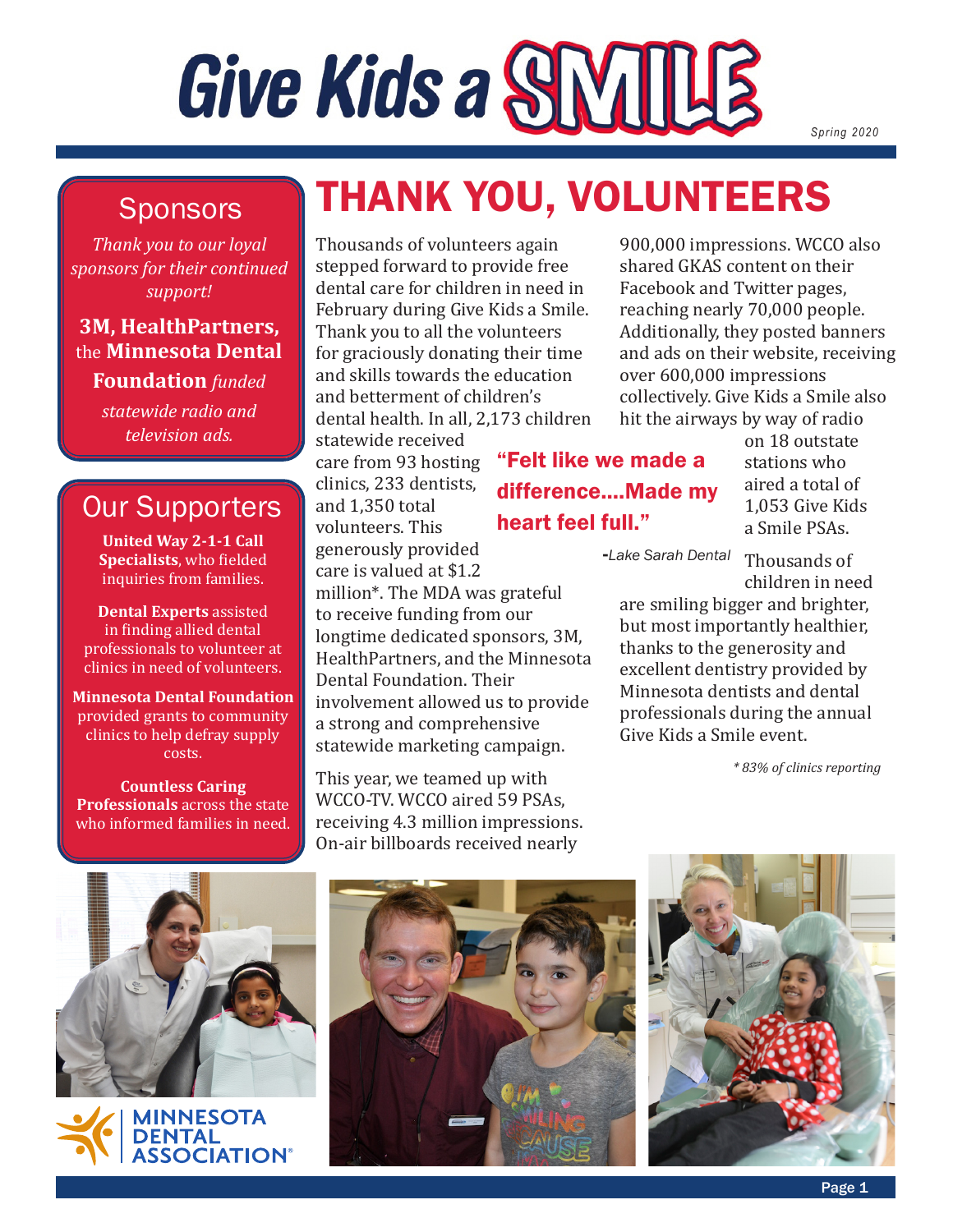# Give Kids a SMILE

*Spring 2020*

## Sponsors

*Thank you to our loyal sponsors for their continued support!*

**3M, HealthPartners,** the **Minnesota Dental Foundation** *funded statewide radio and television ads.*

## Our Supporters

**United Way 2-1-1 Call Specialists**, who fielded inquiries from families.

**Dental Experts** assisted in finding allied dental professionals to volunteer at clinics in need of volunteers.

**Minnesota Dental Foundation** provided grants to community clinics to help defray supply costs.

**Countless Caring Professionals** across the state who informed families in need.

# THANK YOU, VOLUNTEERS

Thousands of volunteers again stepped forward to provide free dental care for children in need in February during Give Kids a Smile. Thank you to all the volunteers for graciously donating their time and skills towards the education and betterment of children's dental health. In all, 2,173 children statewide received care from 93 hosting clinics, 233 dentists, and 1,350 total volunteers. This generously provided care is valued at $1.2 million*. The MDA was grateful to receive funding from our longtime dedicated sponsors, 3M, HealthPartners, and the Minnesota Dental Foundation. Their involvement allowed us to provide a strong and comprehensive statewide marketing campaign.

This year, we teamed up with WCCO-TV. WCCO aired 59 PSAs, receiving 4.3 million impressions. On-air billboards received nearly 900,000 impressions. WCCO also shared GKAS content on their Facebook and Twitter pages, reaching nearly 70,000 people. Additionally, they posted banners and ads on their website, receiving over 600,000 impressions collectively. Give Kids a Smile also hit the airways by way of radio on 18 outstate stations who aired a total of 1,053 Give Kids a Smile PSAs.

> **"Felt like we made a difference....Made my heart feel full."**
>
> *-Lake Sarah Dental*

Thousands of children in need are smiling bigger and brighter, but most importantly healthier, thanks to the generosity and excellent dentistry provided by Minnesota dentists and dental professionals during the annual Give Kids a Smile event.

*\* 83% of clinics reporting*

MINNESOTA DENTAL ASSOCIATION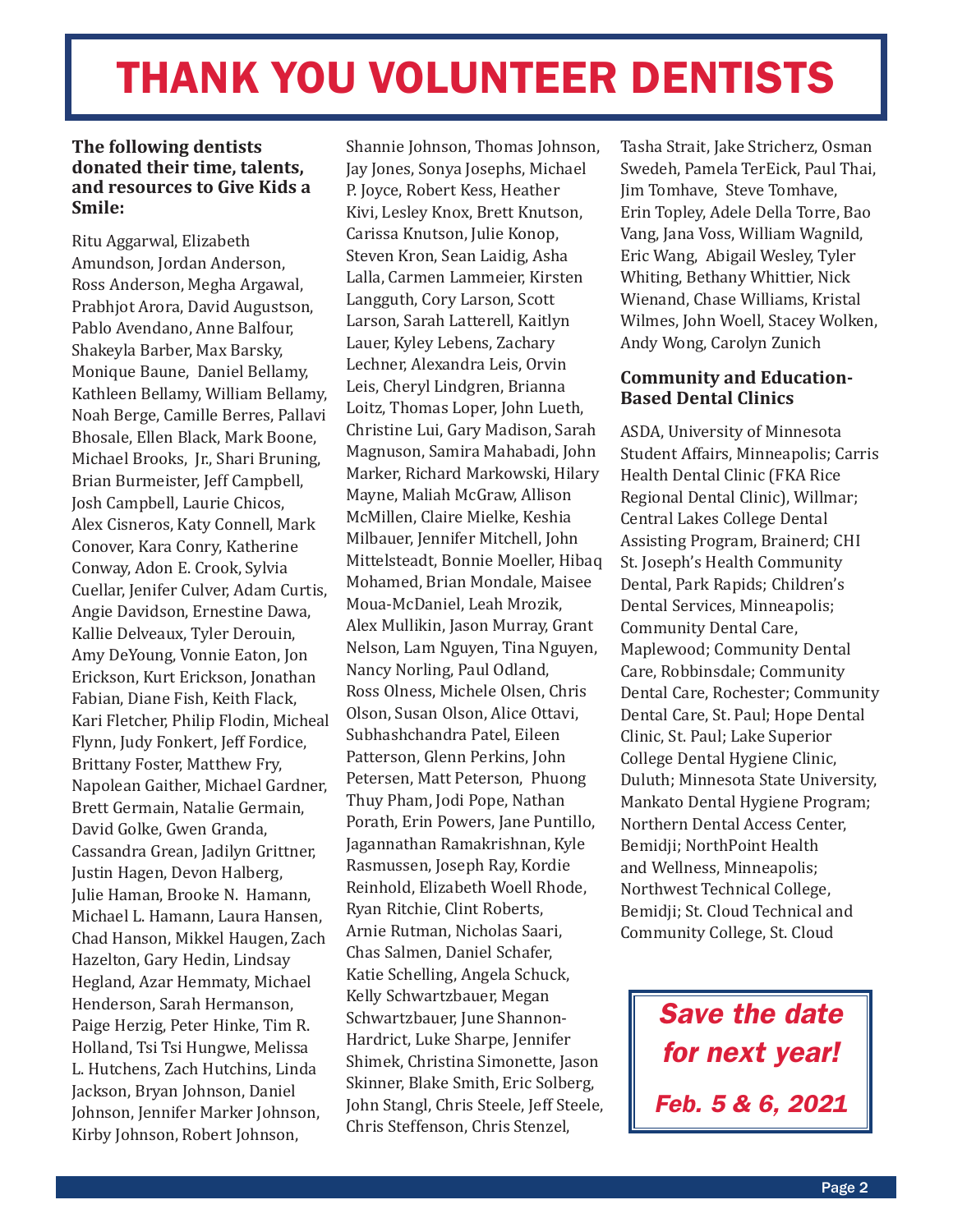# THANK YOU VOLUNTEER DENTISTS

**The following dentists donated their time, talents, and resources to Give Kids a Smile:**

Ritu Aggarwal, Elizabeth Amundson, Jordan Anderson, Ross Anderson, Megha Argawal, Prabhjot Arora, David Augustson, Pablo Avendano, Anne Balfour, Shakeyla Barber, Max Barsky, Monique Baune, Daniel Bellamy, Kathleen Bellamy, William Bellamy, Noah Berge, Camille Berres, Pallavi Bhosale, Ellen Black, Mark Boone, Michael Brooks, Jr., Shari Bruning, Brian Burmeister, Jeff Campbell, Josh Campbell, Laurie Chicos, Alex Cisneros, Katy Connell, Mark Conover, Kara Conry, Katherine Conway, Adon E. Crook, Sylvia Cuellar, Jenifer Culver, Adam Curtis, Angie Davidson, Ernestine Dawa, Kallie Delveaux, Tyler Derouin, Amy DeYoung, Vonnie Eaton, Jon Erickson, Kurt Erickson, Jonathan Fabian, Diane Fish, Keith Flack, Kari Fletcher, Philip Flodin, Micheal Flynn, Judy Fonkert, Jeff Fordice, Brittany Foster, Matthew Fry, Napolean Gaither, Michael Gardner, Brett Germain, Natalie Germain, David Golke, Gwen Granda, Cassandra Grean, Jadilyn Grittner, Justin Hagen, Devon Halberg, Julie Haman, Brooke N. Hamann, Michael L. Hamann, Laura Hansen, Chad Hanson, Mikkel Haugen, Zach Hazelton, Gary Hedin, Lindsay Hegland, Azar Hemmaty, Michael Henderson, Sarah Hermanson, Paige Herzig, Peter Hinke, Tim R. Holland, Tsi Tsi Hungwe, Melissa L. Hutchens, Zach Hutchins, Linda Jackson, Bryan Johnson, Daniel Johnson, Jennifer Marker Johnson, Kirby Johnson, Robert Johnson, Shannie Johnson, Thomas Johnson, Jay Jones, Sonya Josephs, Michael P. Joyce, Robert Kess, Heather Kivi, Lesley Knox, Brett Knutson, Carissa Knutson, Julie Konop, Steven Kron, Sean Laidig, Asha Lalla, Carmen Lammeier, Kirsten Langguth, Cory Larson, Scott Larson, Sarah Latterell, Kaitlyn Lauer, Kyley Lebens, Zachary Lechner, Alexandra Leis, Orvin Leis, Cheryl Lindgren, Brianna Loitz, Thomas Loper, John Lueth, Christine Lui, Gary Madison, Sarah Magnuson, Samira Mahabadi, John Marker, Richard Markowski, Hilary Mayne, Maliah McGraw, Allison McMillen, Claire Mielke, Keshia Milbauer, Jennifer Mitchell, John Mittelsteadt, Bonnie Moeller, Hibaq Mohamed, Brian Mondale, Maisee Moua-McDaniel, Leah Mrozik, Alex Mullikin, Jason Murray, Grant Nelson, Lam Nguyen, Tina Nguyen, Nancy Norling, Paul Odland, Ross Olness, Michele Olsen, Chris Olson, Susan Olson, Alice Ottavi, Subhashchandra Patel, Eileen Patterson, Glenn Perkins, John Petersen, Matt Peterson, Phuong Thuy Pham, Jodi Pope, Nathan Porath, Erin Powers, Jane Puntillo, Jagannathan Ramakrishnan, Kyle Rasmussen, Joseph Ray, Kordie Reinhold, Elizabeth Woell Rhode, Ryan Ritchie, Clint Roberts, Arnie Rutman, Nicholas Saari, Chas Salmen, Daniel Schafer, Katie Schelling, Angela Schuck, Kelly Schwartzbauer, Megan Schwartzbauer, June Shannon-Hardrict, Luke Sharpe, Jennifer Shimek, Christina Simonette, Jason Skinner, Blake Smith, Eric Solberg, John Stangl, Chris Steele, Jeff Steele, Chris Steffenson, Chris Stenzel, Tasha Strait, Jake Stricherz, Osman Swedeh, Pamela TerEick, Paul Thai, Jim Tomhave, Steve Tomhave, Erin Topley, Adele Della Torre, Bao Vang, Jana Voss, William Wagnild, Eric Wang, Abigail Wesley, Tyler Whiting, Bethany Whittier, Nick Wienand, Chase Williams, Kristal Wilmes, John Woell, Stacey Wolken, Andy Wong, Carolyn Zunich

**Community and Education-Based Dental Clinics**

ASDA, University of Minnesota Student Affairs, Minneapolis; Carris Health Dental Clinic (FKA Rice Regional Dental Clinic), Willmar; Central Lakes College Dental Assisting Program, Brainerd; CHI St. Joseph's Health Community Dental, Park Rapids; Children's Dental Services, Minneapolis; Community Dental Care, Maplewood; Community Dental Care, Robbinsdale; Community Dental Care, Rochester; Community Dental Care, St. Paul; Hope Dental Clinic, St. Paul; Lake Superior College Dental Hygiene Clinic, Duluth; Minnesota State University, Mankato Dental Hygiene Program; Northern Dental Access Center, Bemidji; NorthPoint Health and Wellness, Minneapolis; Northwest Technical College, Bemidji; St. Cloud Technical and Community College, St. Cloud

*Save the date for next year!*

*Feb. 5 & 6, 2021*